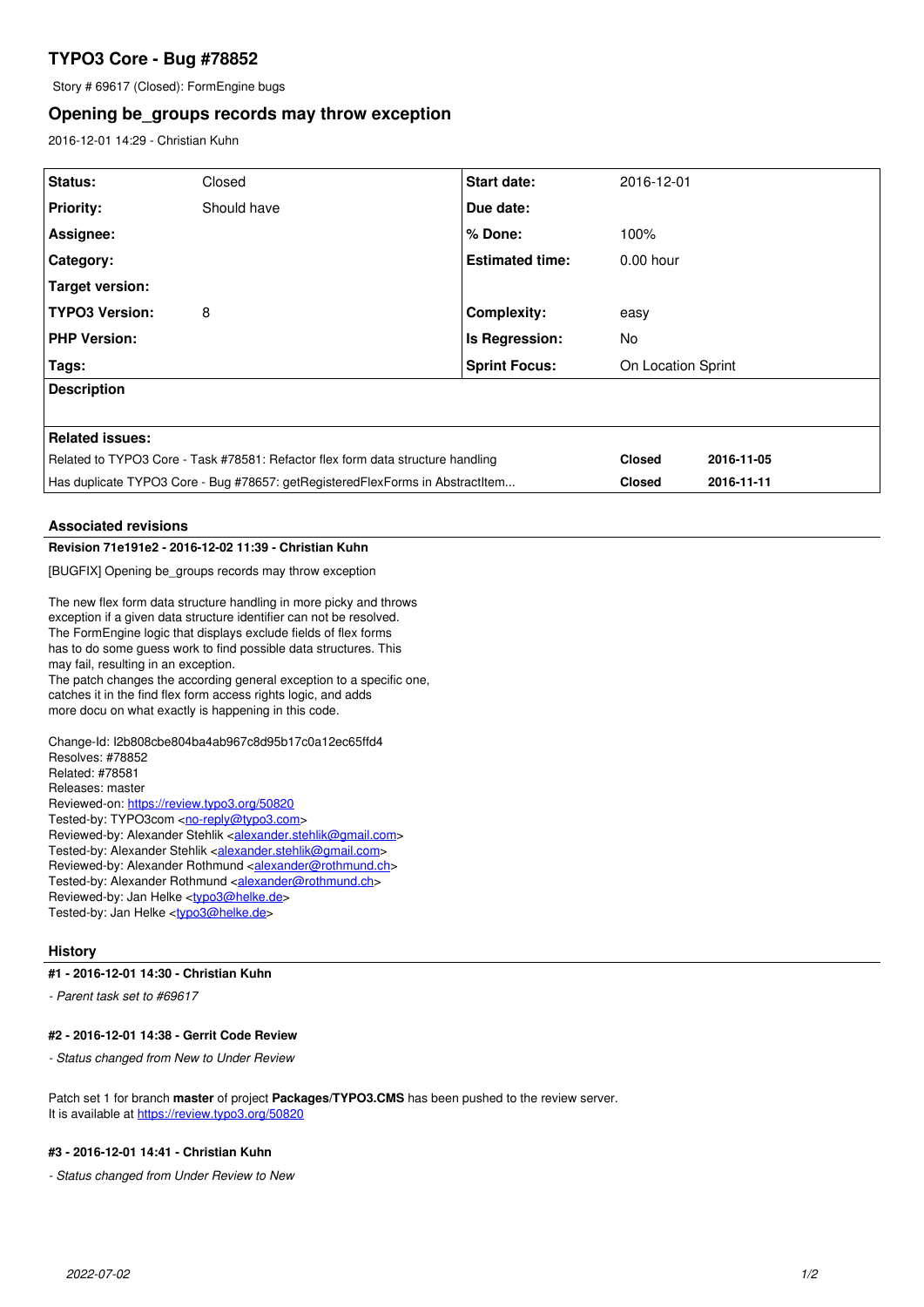# TYPO3 Core - Bug #78852

Story # 69617 (Closed): FormEngine bugs

## Opening be_groups records may throw exception

2016-12-01 14:29 - Christian Kuhn

| Status: | Closed | Start date: | 2016-12-01 |
|---|---|---|---|
| Priority: | Should have | Due date: | |
| Assignee: | | % Done: | 100% |
| Category: | | Estimated time: | 0.00 hour |
| Target version: | | | |
| TYPO3 Version: | 8 | Complexity: | easy |
| PHP Version: | | Is Regression: | No |
| Tags: | | Sprint Focus: | On Location Sprint |

**Description**

**Related issues:**

| Issue | Status | Date |
|---|---|---|
| Related to TYPO3 Core - Task #78581: Refactor flex form data structure handling | Closed | 2016-11-05 |
| Has duplicate TYPO3 Core - Bug #78657: getRegisteredFlexForms in AbstractItem... | Closed | 2016-11-11 |

### Associated revisions

**Revision 71e191e2 - 2016-12-02 11:39 - Christian Kuhn**

[BUGFIX] Opening be_groups records may throw exception

The new flex form data structure handling in more picky and throws
exception if a given data structure identifier can not be resolved.
The FormEngine logic that displays exclude fields of flex forms
has to do some guess work to find possible data structures. This
may fail, resulting in an exception.
The patch changes the according general exception to a specific one,
catches it in the find flex form access rights logic, and adds
more docu on what exactly is happening in this code.

Change-Id: I2b808cbe804ba4ab967c8d95b17c0a12ec65ffd4
Resolves: #78852
Related: #78581
Releases: master
Reviewed-on: https://review.typo3.org/50820
Tested-by: TYPO3com <no-reply@typo3.com>
Reviewed-by: Alexander Stehlik <alexander.stehlik@gmail.com>
Tested-by: Alexander Stehlik <alexander.stehlik@gmail.com>
Reviewed-by: Alexander Rothmund <alexander@rothmund.ch>
Tested-by: Alexander Rothmund <alexander@rothmund.ch>
Reviewed-by: Jan Helke <typo3@helke.de>
Tested-by: Jan Helke <typo3@helke.de>

### History

**#1 - 2016-12-01 14:30 - Christian Kuhn**

*- Parent task set to #69617*

**#2 - 2016-12-01 14:38 - Gerrit Code Review**

*- Status changed from New to Under Review*

Patch set 1 for branch **master** of project **Packages/TYPO3.CMS** has been pushed to the review server.
It is available at https://review.typo3.org/50820

**#3 - 2016-12-01 14:41 - Christian Kuhn**

*- Status changed from Under Review to New*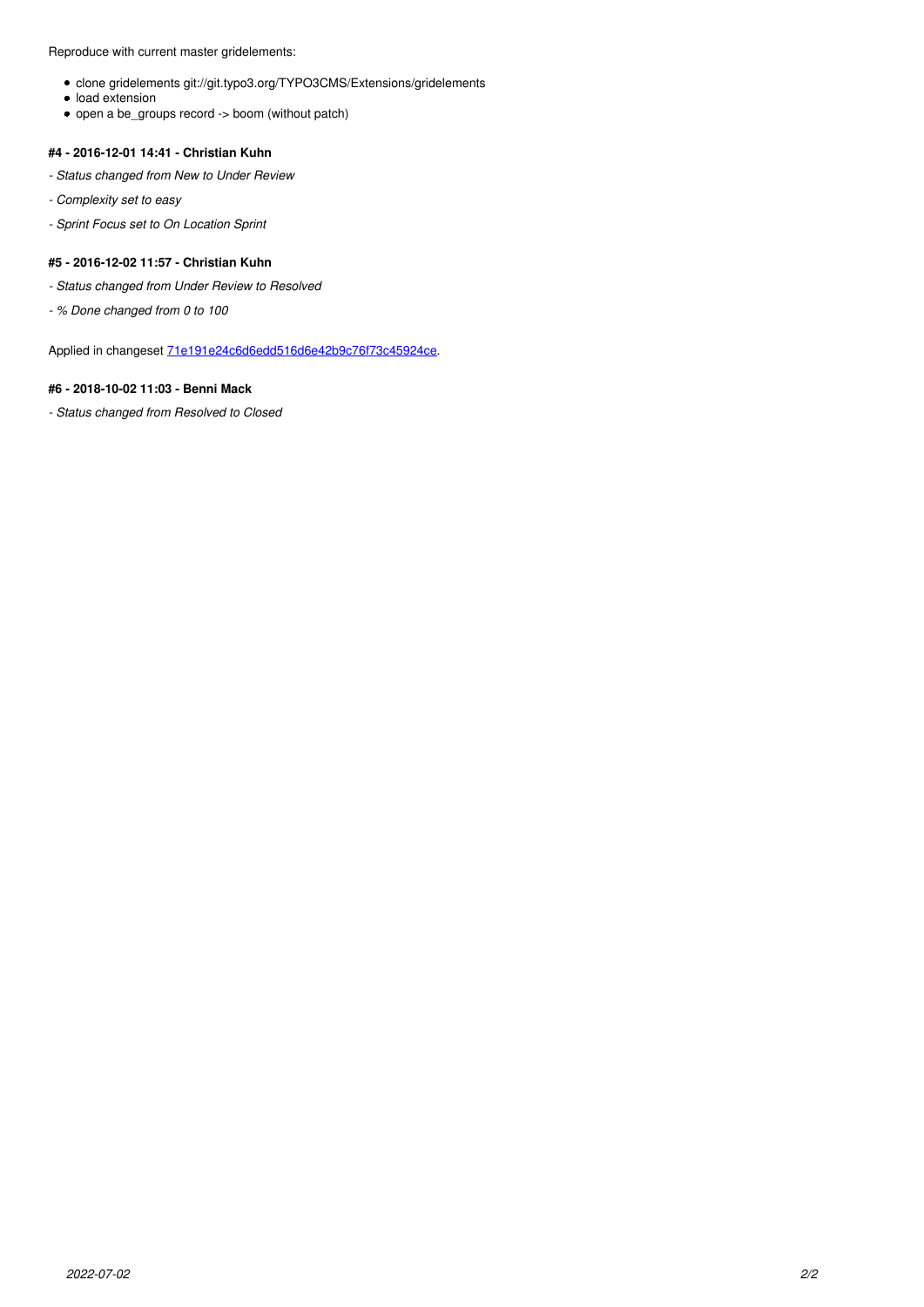Reproduce with current master gridelements:

- clone gridelements git://git.typo3.org/TYPO3CMS/Extensions/gridelements
- load extension
- open a be_groups record -> boom (without patch)

#### #4 - 2016-12-01 14:41 - Christian Kuhn

*- Status changed from New to Under Review*

*- Complexity set to easy*

*- Sprint Focus set to On Location Sprint*

#### #5 - 2016-12-02 11:57 - Christian Kuhn

*- Status changed from Under Review to Resolved*

*- % Done changed from 0 to 100*

Applied in changeset 71e191e24c6d6edd516d6e42b9c76f73c45924ce.

#### #6 - 2018-10-02 11:03 - Benni Mack

*- Status changed from Resolved to Closed*